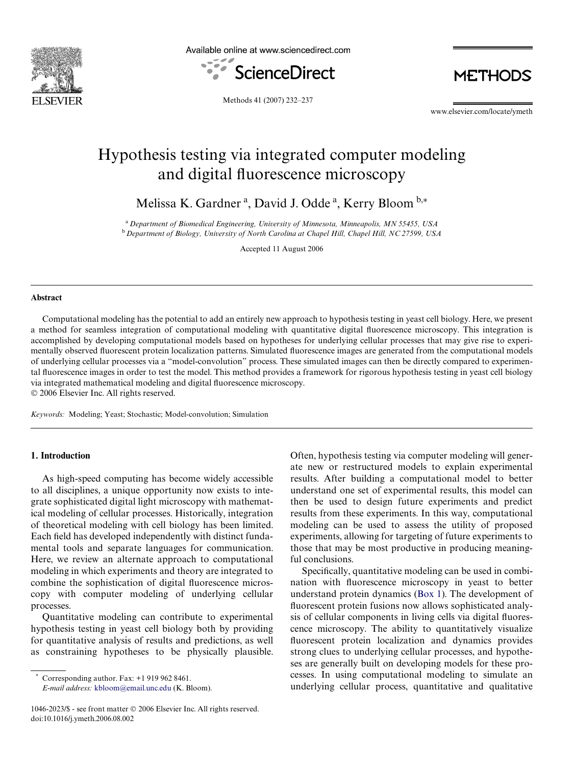# Hypothesis testing via integrated computer modeling and digital fluorescence microscopy

Melissa K. Gardner [a], David J. Odde [a], Kerry Bloom [b,*]

[a] *Department of Biomedical Engineering, University of Minnesota, Minneapolis, MN 55455, USA*
[b] *Department of Biology, University of North Carolina at Chapel Hill, Chapel Hill, NC 27599, USA*

Accepted 11 August 2006

## Abstract

Computational modeling has the potential to add an entirely new approach to hypothesis testing in yeast cell biology. Here, we present a method for seamless integration of computational modeling with quantitative digital fluorescence microscopy. This integration is accomplished by developing computational models based on hypotheses for underlying cellular processes that may give rise to experimentally observed fluorescent protein localization patterns. Simulated fluorescence images are generated from the computational models of underlying cellular processes via a "model-convolution" process. These simulated images can then be directly compared to experimental fluorescence images in order to test the model. This method provides a framework for rigorous hypothesis testing in yeast cell biology via integrated mathematical modeling and digital fluorescence microscopy.

© 2006 Elsevier Inc. All rights reserved.

*Keywords:* Modeling; Yeast; Stochastic; Model-convolution; Simulation

## 1. Introduction

As high-speed computing has become widely accessible to all disciplines, a unique opportunity now exists to integrate sophisticated digital light microscopy with mathematical modeling of cellular processes. Historically, integration of theoretical modeling with cell biology has been limited. Each field has developed independently with distinct fundamental tools and separate languages for communication. Here, we review an alternate approach to computational modeling in which experiments and theory are integrated to combine the sophistication of digital fluorescence microscopy with computer modeling of underlying cellular processes.

Quantitative modeling can contribute to experimental hypothesis testing in yeast cell biology both by providing for quantitative analysis of results and predictions, as well as constraining hypotheses to be physically plausible. Often, hypothesis testing via computer modeling will generate new or restructured models to explain experimental results. After building a computational model to better understand one set of experimental results, this model can then be used to design future experiments and predict results from these experiments. In this way, computational modeling can be used to assess the utility of proposed experiments, allowing for targeting of future experiments to those that may be most productive in producing meaningful conclusions.

Specifically, quantitative modeling can be used in combination with fluorescence microscopy in yeast to better understand protein dynamics (Box 1). The development of fluorescent protein fusions now allows sophisticated analysis of cellular components in living cells via digital fluorescence microscopy. The ability to quantitatively visualize fluorescent protein localization and dynamics provides strong clues to underlying cellular processes, and hypotheses are generally built on developing models for these processes. In using computational modeling to simulate an underlying cellular process, quantitative and qualitative

---

* Corresponding author. Fax: +1 919 962 8461.
*E-mail address:* kbloom@email.unc.edu (K. Bloom).

1046-2023/$ - see front matter © 2006 Elsevier Inc. All rights reserved.
doi:10.1016/j.ymeth.2006.08.002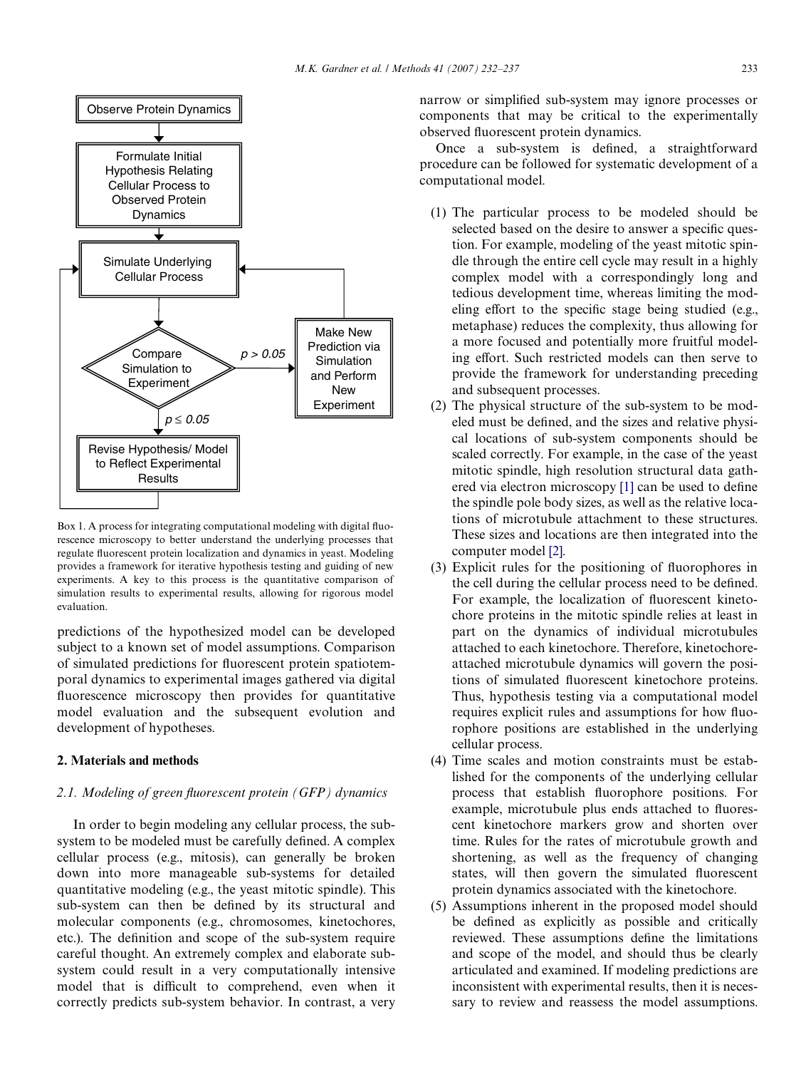Observe Protein Dynamics

Formulate Initial Hypothesis Relating Cellular Process to Observed Protein Dynamics

Simulate Underlying Cellular Process

Compare Simulation to Experiment

$p > 0.05$

Make New Prediction via Simulation and Perform New Experiment

$p \leq 0.05$

Revise Hypothesis/ Model to Reflect Experimental Results

Box 1. A process for integrating computational modeling with digital fluorescence microscopy to better understand the underlying processes that regulate fluorescent protein localization and dynamics in yeast. Modeling provides a framework for iterative hypothesis testing and guiding of new experiments. A key to this process is the quantitative comparison of simulation results to experimental results, allowing for rigorous model evaluation.

predictions of the hypothesized model can be developed subject to a known set of model assumptions. Comparison of simulated predictions for fluorescent protein spatiotemporal dynamics to experimental images gathered via digital fluorescence microscopy then provides for quantitative model evaluation and the subsequent evolution and development of hypotheses.

## 2. Materials and methods

### 2.1. Modeling of green fluorescent protein (GFP) dynamics

In order to begin modeling any cellular process, the subsystem to be modeled must be carefully defined. A complex cellular process (e.g., mitosis), can generally be broken down into more manageable sub-systems for detailed quantitative modeling (e.g., the yeast mitotic spindle). This sub-system can then be defined by its structural and molecular components (e.g., chromosomes, kinetochores, etc.). The definition and scope of the sub-system require careful thought. An extremely complex and elaborate subsystem could result in a very computationally intensive model that is difficult to comprehend, even when it correctly predicts sub-system behavior. In contrast, a very narrow or simplified sub-system may ignore processes or components that may be critical to the experimentally observed fluorescent protein dynamics.

Once a sub-system is defined, a straightforward procedure can be followed for systematic development of a computational model.

(1) The particular process to be modeled should be selected based on the desire to answer a specific question. For example, modeling of the yeast mitotic spindle through the entire cell cycle may result in a highly complex model with a correspondingly long and tedious development time, whereas limiting the modeling effort to the specific stage being studied (e.g., metaphase) reduces the complexity, thus allowing for a more focused and potentially more fruitful modeling effort. Such restricted models can then serve to provide the framework for understanding preceding and subsequent processes.
(2) The physical structure of the sub-system to be modeled must be defined, and the sizes and relative physical locations of sub-system components should be scaled correctly. For example, in the case of the yeast mitotic spindle, high resolution structural data gathered via electron microscopy [1] can be used to define the spindle pole body sizes, as well as the relative locations of microtubule attachment to these structures. These sizes and locations are then integrated into the computer model [2].
(3) Explicit rules for the positioning of fluorophores in the cell during the cellular process need to be defined. For example, the localization of fluorescent kinetochore proteins in the mitotic spindle relies at least in part on the dynamics of individual microtubules attached to each kinetochore. Therefore, kinetochore-attached microtubule dynamics will govern the positions of simulated fluorescent kinetochore proteins. Thus, hypothesis testing via a computational model requires explicit rules and assumptions for how fluorophore positions are established in the underlying cellular process.
(4) Time scales and motion constraints must be established for the components of the underlying cellular process that establish fluorophore positions. For example, microtubule plus ends attached to fluorescent kinetochore markers grow and shorten over time. Rules for the rates of microtubule growth and shortening, as well as the frequency of changing states, will then govern the simulated fluorescent protein dynamics associated with the kinetochore.
(5) Assumptions inherent in the proposed model should be defined as explicitly as possible and critically reviewed. These assumptions define the limitations and scope of the model, and should thus be clearly articulated and examined. If modeling predictions are inconsistent with experimental results, then it is necessary to review and reassess the model assumptions.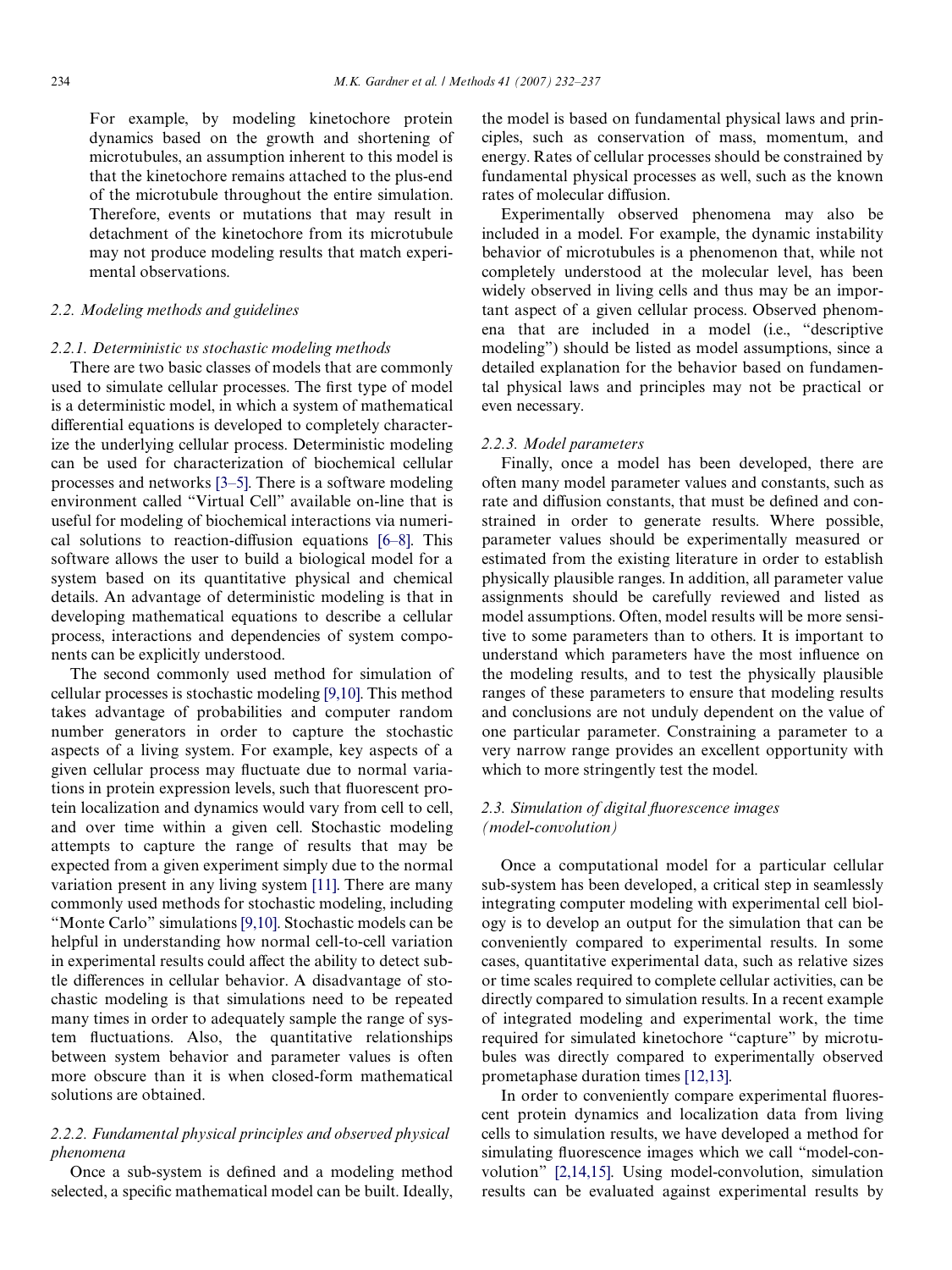For example, by modeling kinetochore protein dynamics based on the growth and shortening of microtubules, an assumption inherent to this model is that the kinetochore remains attached to the plus-end of the microtubule throughout the entire simulation. Therefore, events or mutations that may result in detachment of the kinetochore from its microtubule may not produce modeling results that match experimental observations.

### 2.2. Modeling methods and guidelines

#### 2.2.1. Deterministic vs stochastic modeling methods

There are two basic classes of models that are commonly used to simulate cellular processes. The first type of model is a deterministic model, in which a system of mathematical differential equations is developed to completely characterize the underlying cellular process. Deterministic modeling can be used for characterization of biochemical cellular processes and networks [3–5]. There is a software modeling environment called "Virtual Cell" available on-line that is useful for modeling of biochemical interactions via numerical solutions to reaction-diffusion equations [6–8]. This software allows the user to build a biological model for a system based on its quantitative physical and chemical details. An advantage of deterministic modeling is that in developing mathematical equations to describe a cellular process, interactions and dependencies of system components can be explicitly understood.

The second commonly used method for simulation of cellular processes is stochastic modeling [9,10]. This method takes advantage of probabilities and computer random number generators in order to capture the stochastic aspects of a living system. For example, key aspects of a given cellular process may fluctuate due to normal variations in protein expression levels, such that fluorescent protein localization and dynamics would vary from cell to cell, and over time within a given cell. Stochastic modeling attempts to capture the range of results that may be expected from a given experiment simply due to the normal variation present in any living system [11]. There are many commonly used methods for stochastic modeling, including "Monte Carlo" simulations [9,10]. Stochastic models can be helpful in understanding how normal cell-to-cell variation in experimental results could affect the ability to detect subtle differences in cellular behavior. A disadvantage of stochastic modeling is that simulations need to be repeated many times in order to adequately sample the range of system fluctuations. Also, the quantitative relationships between system behavior and parameter values is often more obscure than it is when closed-form mathematical solutions are obtained.

#### 2.2.2. Fundamental physical principles and observed physical phenomena

Once a sub-system is defined and a modeling method selected, a specific mathematical model can be built. Ideally, the model is based on fundamental physical laws and principles, such as conservation of mass, momentum, and energy. Rates of cellular processes should be constrained by fundamental physical processes as well, such as the known rates of molecular diffusion.

Experimentally observed phenomena may also be included in a model. For example, the dynamic instability behavior of microtubules is a phenomenon that, while not completely understood at the molecular level, has been widely observed in living cells and thus may be an important aspect of a given cellular process. Observed phenomena that are included in a model (i.e., "descriptive modeling") should be listed as model assumptions, since a detailed explanation for the behavior based on fundamental physical laws and principles may not be practical or even necessary.

#### 2.2.3. Model parameters

Finally, once a model has been developed, there are often many model parameter values and constants, such as rate and diffusion constants, that must be defined and constrained in order to generate results. Where possible, parameter values should be experimentally measured or estimated from the existing literature in order to establish physically plausible ranges. In addition, all parameter value assignments should be carefully reviewed and listed as model assumptions. Often, model results will be more sensitive to some parameters than to others. It is important to understand which parameters have the most influence on the modeling results, and to test the physically plausible ranges of these parameters to ensure that modeling results and conclusions are not unduly dependent on the value of one particular parameter. Constraining a parameter to a very narrow range provides an excellent opportunity with which to more stringently test the model.

### 2.3. Simulation of digital fluorescence images (model-convolution)

Once a computational model for a particular cellular sub-system has been developed, a critical step in seamlessly integrating computer modeling with experimental cell biology is to develop an output for the simulation that can be conveniently compared to experimental results. In some cases, quantitative experimental data, such as relative sizes or time scales required to complete cellular activities, can be directly compared to simulation results. In a recent example of integrated modeling and experimental work, the time required for simulated kinetochore "capture" by microtubules was directly compared to experimentally observed prometaphase duration times [12,13].

In order to conveniently compare experimental fluorescent protein dynamics and localization data from living cells to simulation results, we have developed a method for simulating fluorescence images which we call "model-convolution" [2,14,15]. Using model-convolution, simulation results can be evaluated against experimental results by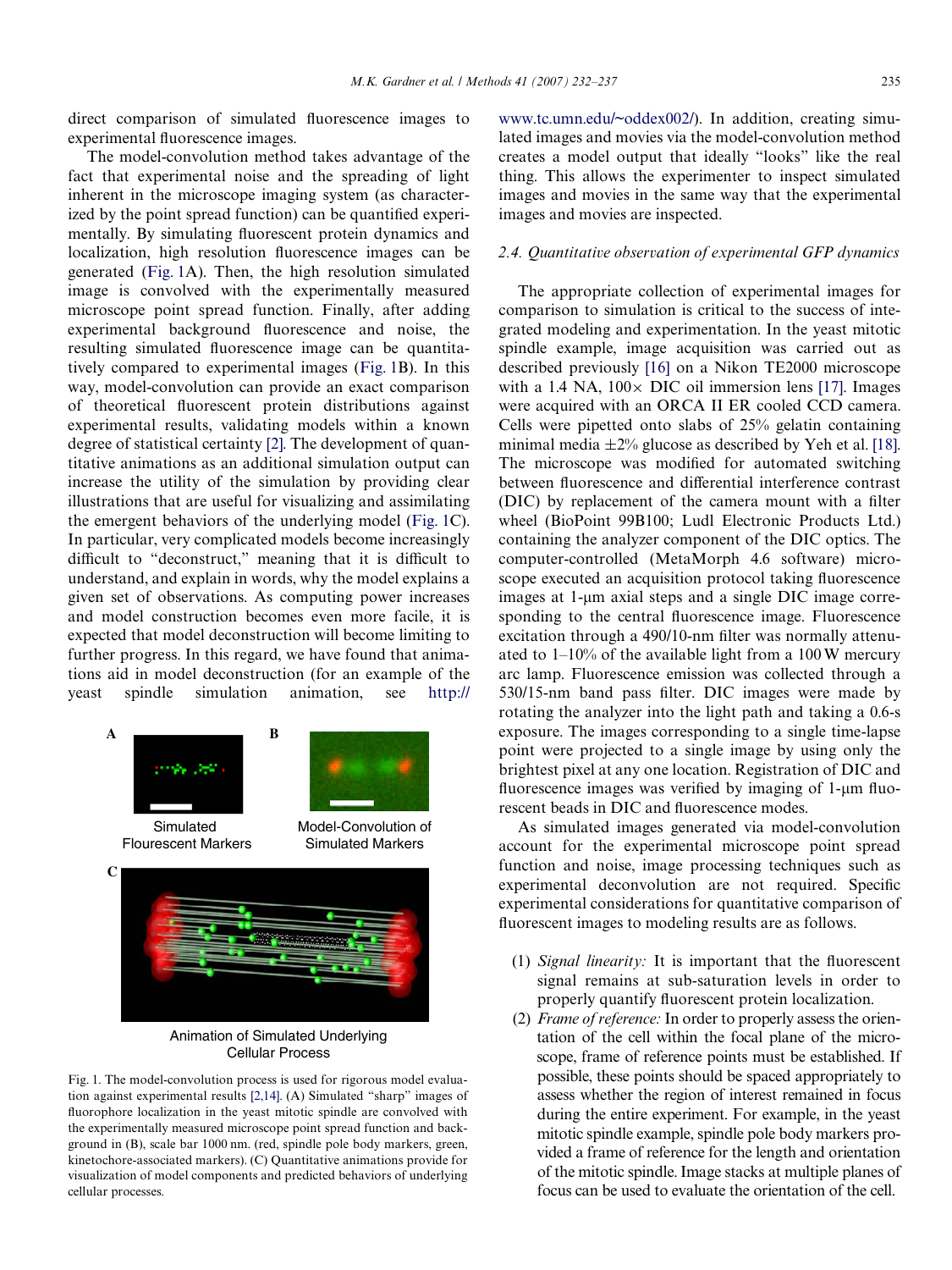direct comparison of simulated fluorescence images to experimental fluorescence images.

The model-convolution method takes advantage of the fact that experimental noise and the spreading of light inherent in the microscope imaging system (as characterized by the point spread function) can be quantified experimentally. By simulating fluorescent protein dynamics and localization, high resolution fluorescence images can be generated (Fig. 1A). Then, the high resolution simulated image is convolved with the experimentally measured microscope point spread function. Finally, after adding experimental background fluorescence and noise, the resulting simulated fluorescence image can be quantitatively compared to experimental images (Fig. 1B). In this way, model-convolution can provide an exact comparison of theoretical fluorescent protein distributions against experimental results, validating models within a known degree of statistical certainty [2]. The development of quantitative animations as an additional simulation output can increase the utility of the simulation by providing clear illustrations that are useful for visualizing and assimilating the emergent behaviors of the underlying model (Fig. 1C). In particular, very complicated models become increasingly difficult to "deconstruct," meaning that it is difficult to understand, and explain in words, why the model explains a given set of observations. As computing power increases and model construction becomes even more facile, it is expected that model deconstruction will become limiting to further progress. In this regard, we have found that animations aid in model deconstruction (for an example of the yeast spindle simulation animation, see http://www.tc.umn.edu/~oddex002/). In addition, creating simulated images and movies via the model-convolution method creates a model output that ideally "looks" like the real thing. This allows the experimenter to inspect simulated images and movies in the same way that the experimental images and movies are inspected.

A — Simulated Flourescent Markers

B — Model-Convolution of Simulated Markers

C — Animation of Simulated Underlying Cellular Process

Fig. 1. The model-convolution process is used for rigorous model evaluation against experimental results [2,14]. (A) Simulated "sharp" images of fluorophore localization in the yeast mitotic spindle are convolved with the experimentally measured microscope point spread function and background in (B), scale bar 1000 nm. (red, spindle pole body markers, green, kinetochore-associated markers). (C) Quantitative animations provide for visualization of model components and predicted behaviors of underlying cellular processes.

### 2.4. Quantitative observation of experimental GFP dynamics

The appropriate collection of experimental images for comparison to simulation is critical to the success of integrated modeling and experimentation. In the yeast mitotic spindle example, image acquisition was carried out as described previously [16] on a Nikon TE2000 microscope with a 1.4 NA, 100× DIC oil immersion lens [17]. Images were acquired with an ORCA II ER cooled CCD camera. Cells were pipetted onto slabs of 25% gelatin containing minimal media ±2% glucose as described by Yeh et al. [18]. The microscope was modified for automated switching between fluorescence and differential interference contrast (DIC) by replacement of the camera mount with a filter wheel (BioPoint 99B100; Ludl Electronic Products Ltd.) containing the analyzer component of the DIC optics. The computer-controlled (MetaMorph 4.6 software) microscope executed an acquisition protocol taking fluorescence images at 1-μm axial steps and a single DIC image corresponding to the central fluorescence image. Fluorescence excitation through a 490/10-nm filter was normally attenuated to 1–10% of the available light from a 100 W mercury arc lamp. Fluorescence emission was collected through a 530/15-nm band pass filter. DIC images were made by rotating the analyzer into the light path and taking a 0.6-s exposure. The images corresponding to a single time-lapse point were projected to a single image by using only the brightest pixel at any one location. Registration of DIC and fluorescence images was verified by imaging of 1-μm fluorescent beads in DIC and fluorescence modes.

As simulated images generated via model-convolution account for the experimental microscope point spread function and noise, image processing techniques such as experimental deconvolution are not required. Specific experimental considerations for quantitative comparison of fluorescent images to modeling results are as follows.

1. *Signal linearity:* It is important that the fluorescent signal remains at sub-saturation levels in order to properly quantify fluorescent protein localization.
2. *Frame of reference:* In order to properly assess the orientation of the cell within the focal plane of the microscope, frame of reference points must be established. If possible, these points should be spaced appropriately to assess whether the region of interest remained in focus during the entire experiment. For example, in the yeast mitotic spindle example, spindle pole body markers provided a frame of reference for the length and orientation of the mitotic spindle. Image stacks at multiple planes of focus can be used to evaluate the orientation of the cell.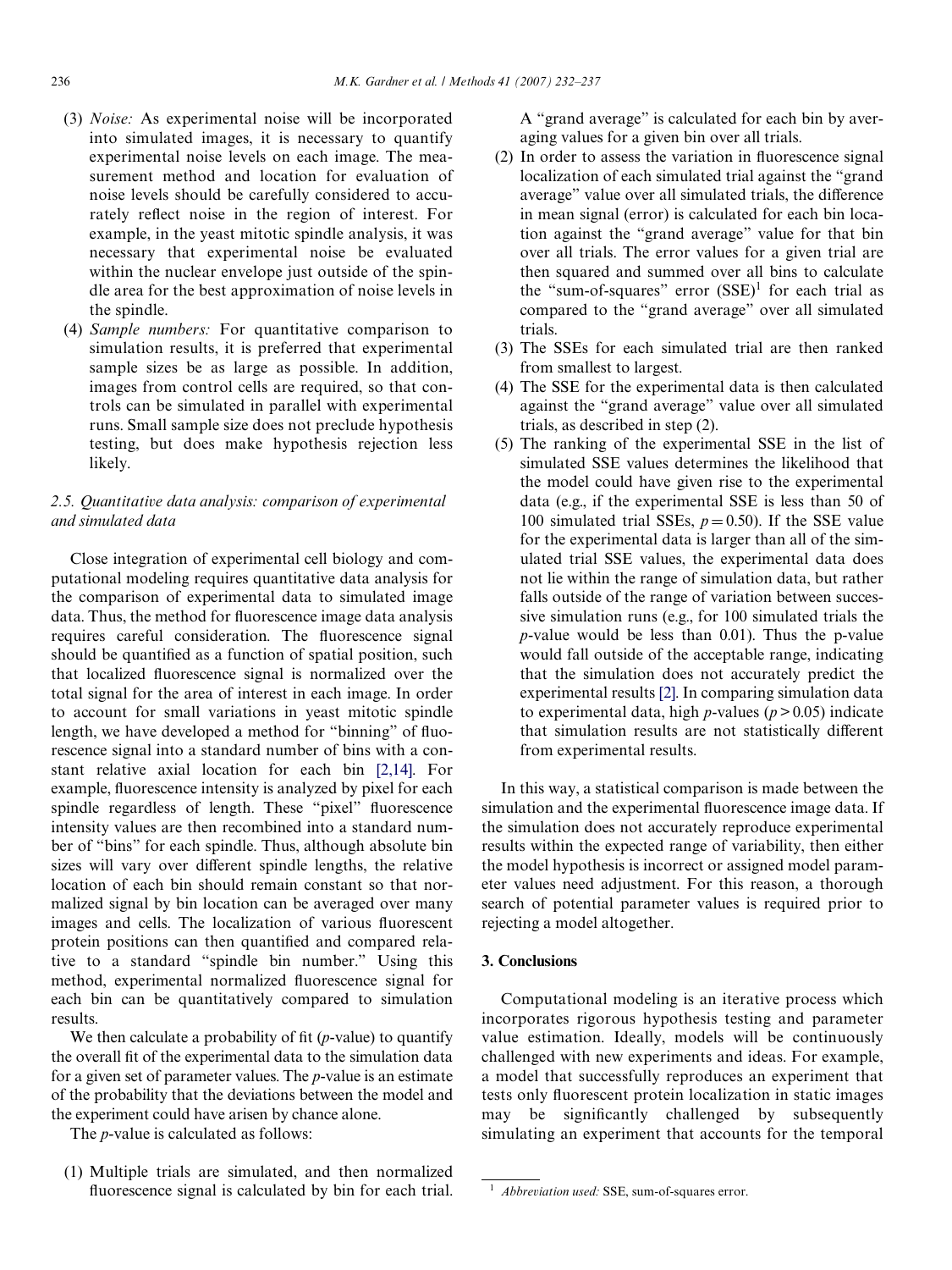(3) *Noise:* As experimental noise will be incorporated into simulated images, it is necessary to quantify experimental noise levels on each image. The measurement method and location for evaluation of noise levels should be carefully considered to accurately reflect noise in the region of interest. For example, in the yeast mitotic spindle analysis, it was necessary that experimental noise be evaluated within the nuclear envelope just outside of the spindle area for the best approximation of noise levels in the spindle.

(4) *Sample numbers:* For quantitative comparison to simulation results, it is preferred that experimental sample sizes be as large as possible. In addition, images from control cells are required, so that controls can be simulated in parallel with experimental runs. Small sample size does not preclude hypothesis testing, but does make hypothesis rejection less likely.

### 2.5. Quantitative data analysis: comparison of experimental and simulated data

Close integration of experimental cell biology and computational modeling requires quantitative data analysis for the comparison of experimental data to simulated image data. Thus, the method for fluorescence image data analysis requires careful consideration. The fluorescence signal should be quantified as a function of spatial position, such that localized fluorescence signal is normalized over the total signal for the area of interest in each image. In order to account for small variations in yeast mitotic spindle length, we have developed a method for "binning" of fluorescence signal into a standard number of bins with a constant relative axial location for each bin [2,14]. For example, fluorescence intensity is analyzed by pixel for each spindle regardless of length. These "pixel" fluorescence intensity values are then recombined into a standard number of "bins" for each spindle. Thus, although absolute bin sizes will vary over different spindle lengths, the relative location of each bin should remain constant so that normalized signal by bin location can be averaged over many images and cells. The localization of various fluorescent protein positions can then quantified and compared relative to a standard "spindle bin number." Using this method, experimental normalized fluorescence signal for each bin can be quantitatively compared to simulation results.

We then calculate a probability of fit ($p$-value) to quantify the overall fit of the experimental data to the simulation data for a given set of parameter values. The $p$-value is an estimate of the probability that the deviations between the model and the experiment could have arisen by chance alone.

The $p$-value is calculated as follows:

(1) Multiple trials are simulated, and then normalized fluorescence signal is calculated by bin for each trial. A "grand average" is calculated for each bin by averaging values for a given bin over all trials.

(2) In order to assess the variation in fluorescence signal localization of each simulated trial against the "grand average" value over all simulated trials, the difference in mean signal (error) is calculated for each bin location against the "grand average" value for that bin over all trials. The error values for a given trial are then squared and summed over all bins to calculate the "sum-of-squares" error (SSE)[1] for each trial as compared to the "grand average" over all simulated trials.

(3) The SSEs for each simulated trial are then ranked from smallest to largest.

(4) The SSE for the experimental data is then calculated against the "grand average" value over all simulated trials, as described in step (2).

(5) The ranking of the experimental SSE in the list of simulated SSE values determines the likelihood that the model could have given rise to the experimental data (e.g., if the experimental SSE is less than 50 of 100 simulated trial SSEs, $p = 0.50$). If the SSE value for the experimental data is larger than all of the simulated trial SSE values, the experimental data does not lie within the range of simulation data, but rather falls outside of the range of variation between successive simulation runs (e.g., for 100 simulated trials the $p$-value would be less than 0.01). Thus the p-value would fall outside of the acceptable range, indicating that the simulation does not accurately predict the experimental results [2]. In comparing simulation data to experimental data, high $p$-values ($p > 0.05$) indicate that simulation results are not statistically different from experimental results.

In this way, a statistical comparison is made between the simulation and the experimental fluorescence image data. If the simulation does not accurately reproduce experimental results within the expected range of variability, then either the model hypothesis is incorrect or assigned model parameter values need adjustment. For this reason, a thorough search of potential parameter values is required prior to rejecting a model altogether.

## 3. Conclusions

Computational modeling is an iterative process which incorporates rigorous hypothesis testing and parameter value estimation. Ideally, models will be continuously challenged with new experiments and ideas. For example, a model that successfully reproduces an experiment that tests only fluorescent protein localization in static images may be significantly challenged by subsequently simulating an experiment that accounts for the temporal

[1] *Abbreviation used:* SSE, sum-of-squares error.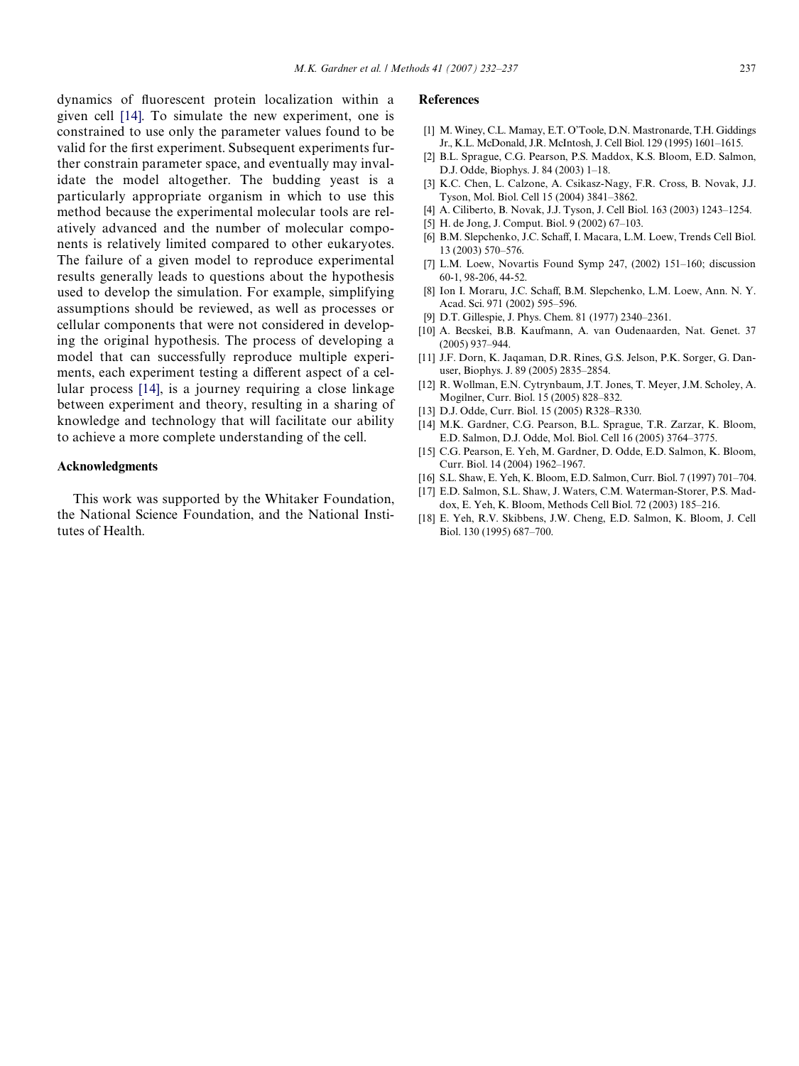dynamics of fluorescent protein localization within a given cell [14]. To simulate the new experiment, one is constrained to use only the parameter values found to be valid for the first experiment. Subsequent experiments further constrain parameter space, and eventually may invalidate the model altogether. The budding yeast is a particularly appropriate organism in which to use this method because the experimental molecular tools are relatively advanced and the number of molecular components is relatively limited compared to other eukaryotes. The failure of a given model to reproduce experimental results generally leads to questions about the hypothesis used to develop the simulation. For example, simplifying assumptions should be reviewed, as well as processes or cellular components that were not considered in developing the original hypothesis. The process of developing a model that can successfully reproduce multiple experiments, each experiment testing a different aspect of a cellular process [14], is a journey requiring a close linkage between experiment and theory, resulting in a sharing of knowledge and technology that will facilitate our ability to achieve a more complete understanding of the cell.

## Acknowledgments

This work was supported by the Whitaker Foundation, the National Science Foundation, and the National Institutes of Health.

## References

[1] M. Winey, C.L. Mamay, E.T. O'Toole, D.N. Mastronarde, T.H. Giddings Jr., K.L. McDonald, J.R. McIntosh, J. Cell Biol. 129 (1995) 1601–1615.

[2] B.L. Sprague, C.G. Pearson, P.S. Maddox, K.S. Bloom, E.D. Salmon, D.J. Odde, Biophys. J. 84 (2003) 1–18.

[3] K.C. Chen, L. Calzone, A. Csikasz-Nagy, F.R. Cross, B. Novak, J.J. Tyson, Mol. Biol. Cell 15 (2004) 3841–3862.

[4] A. Ciliberto, B. Novak, J.J. Tyson, J. Cell Biol. 163 (2003) 1243–1254.

[5] H. de Jong, J. Comput. Biol. 9 (2002) 67–103.

[6] B.M. Slepchenko, J.C. Schaff, I. Macara, L.M. Loew, Trends Cell Biol. 13 (2003) 570–576.

[7] L.M. Loew, Novartis Found Symp 247, (2002) 151–160; discussion 60-1, 98-206, 44-52.

[8] Ion I. Moraru, J.C. Schaff, B.M. Slepchenko, L.M. Loew, Ann. N. Y. Acad. Sci. 971 (2002) 595–596.

[9] D.T. Gillespie, J. Phys. Chem. 81 (1977) 2340–2361.

[10] A. Becskei, B.B. Kaufmann, A. van Oudenaarden, Nat. Genet. 37 (2005) 937–944.

[11] J.F. Dorn, K. Jaqaman, D.R. Rines, G.S. Jelson, P.K. Sorger, G. Danuser, Biophys. J. 89 (2005) 2835–2854.

[12] R. Wollman, E.N. Cytrynbaum, J.T. Jones, T. Meyer, J.M. Scholey, A. Mogilner, Curr. Biol. 15 (2005) 828–832.

[13] D.J. Odde, Curr. Biol. 15 (2005) R328–R330.

[14] M.K. Gardner, C.G. Pearson, B.L. Sprague, T.R. Zarzar, K. Bloom, E.D. Salmon, D.J. Odde, Mol. Biol. Cell 16 (2005) 3764–3775.

[15] C.G. Pearson, E. Yeh, M. Gardner, D. Odde, E.D. Salmon, K. Bloom, Curr. Biol. 14 (2004) 1962–1967.

[16] S.L. Shaw, E. Yeh, K. Bloom, E.D. Salmon, Curr. Biol. 7 (1997) 701–704.

[17] E.D. Salmon, S.L. Shaw, J. Waters, C.M. Waterman-Storer, P.S. Maddox, E. Yeh, K. Bloom, Methods Cell Biol. 72 (2003) 185–216.

[18] E. Yeh, R.V. Skibbens, J.W. Cheng, E.D. Salmon, K. Bloom, J. Cell Biol. 130 (1995) 687–700.